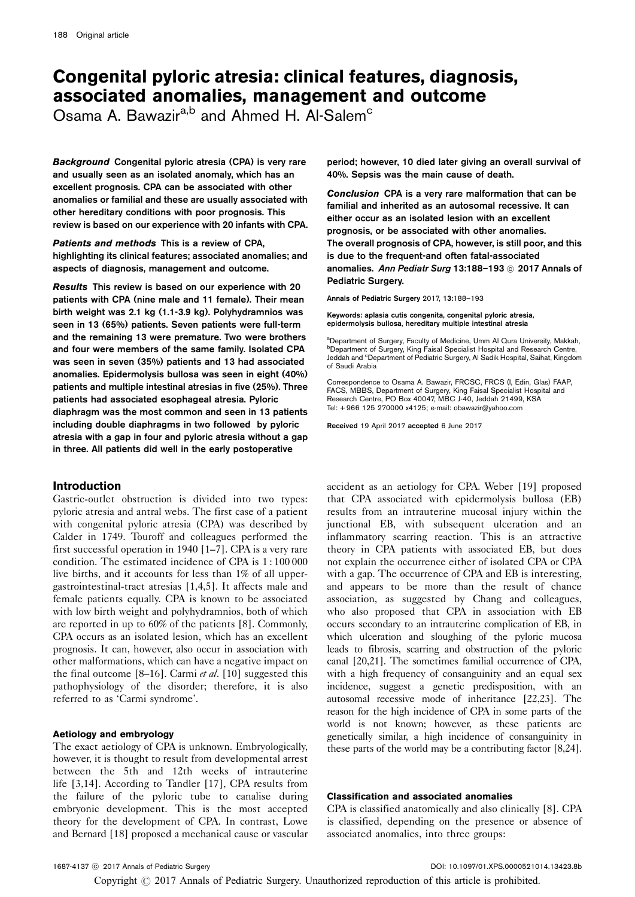# Congenital pyloric atresia: clinical features, diagnosis, associated anomalies, management and outcome

Osama A. Bawazir[a,b] and Ahmed H. Al-Salem[c]

***Background*** **Congenital pyloric atresia (CPA) is very rare and usually seen as an isolated anomaly, which has an excellent prognosis. CPA can be associated with other anomalies or familial and these are usually associated with other hereditary conditions with poor prognosis. This review is based on our experience with 20 infants with CPA.**

***Patients and methods*** **This is a review of CPA, highlighting its clinical features; associated anomalies; and aspects of diagnosis, management and outcome.**

***Results*** **This review is based on our experience with 20 patients with CPA (nine male and 11 female). Their mean birth weight was 2.1 kg (1.1-3.9 kg). Polyhydramnios was seen in 13 (65%) patients. Seven patients were full-term and the remaining 13 were premature. Two were brothers and four were members of the same family. Isolated CPA was seen in seven (35%) patients and 13 had associated anomalies. Epidermolysis bullosa was seen in eight (40%) patients and multiple intestinal atresias in five (25%). Three patients had associated esophageal atresia. Pyloric diaphragm was the most common and seen in 13 patients including double diaphragms in two followed by pyloric atresia with a gap in four and pyloric atresia without a gap in three. All patients did well in the early postoperative period; however, 10 died later giving an overall survival of 40%. Sepsis was the main cause of death.**

***Conclusion*** **CPA is a very rare malformation that can be familial and inherited as an autosomal recessive. It can either occur as an isolated lesion with an excellent prognosis, or be associated with other anomalies. The overall prognosis of CPA, however, is still poor, and this is due to the frequent-and often fatal-associated anomalies.** ***Ann Pediatr Surg*** **13:188–193 © 2017 Annals of Pediatric Surgery.**

Annals of Pediatric Surgery 2017, **13**:188–193

**Keywords:** aplasia cutis congenita, congenital pyloric atresia, epidermolysis bullosa, hereditary multiple intestinal atresia

[a]Department of Surgery, Faculty of Medicine, Umm Al Qura University, Makkah, [b]Department of Surgery, King Faisal Specialist Hospital and Research Centre, Jeddah and [c]Department of Pediatric Surgery, Al Sadik Hospital, Saihat, Kingdom of Saudi Arabia

Correspondence to Osama A. Bawazir, FRCSC, FRCS (I, Edin, Glas) FAAP, FACS, MBBS, Department of Surgery, King Faisal Specialist Hospital and Research Centre, PO Box 40047, MBC J-40, Jeddah 21499, KSA
Tel: +966 125 270000 x4125; e-mail: obawazir@yahoo.com

Received 19 April 2017 accepted 6 June 2017

## Introduction

Gastric-outlet obstruction is divided into two types: pyloric atresia and antral webs. The first case of a patient with congenital pyloric atresia (CPA) was described by Calder in 1749. Touroff and colleagues performed the first successful operation in 1940 [1–7]. CPA is a very rare condition. The estimated incidence of CPA is 1 : 100 000 live births, and it accounts for less than 1% of all upper-gastrointestinal-tract atresias [1,4,5]. It affects male and female patients equally. CPA is known to be associated with low birth weight and polyhydramnios, both of which are reported in up to 60% of the patients [8]. Commonly, CPA occurs as an isolated lesion, which has an excellent prognosis. It can, however, also occur in association with other malformations, which can have a negative impact on the final outcome [8–16]. Carmi *et al.* [10] suggested this pathophysiology of the disorder; therefore, it is also referred to as 'Carmi syndrome'.

### Aetiology and embryology

The exact aetiology of CPA is unknown. Embryologically, however, it is thought to result from developmental arrest between the 5th and 12th weeks of intrauterine life [3,14]. According to Tandler [17], CPA results from the failure of the pyloric tube to canalise during embryonic development. This is the most accepted theory for the development of CPA. In contrast, Lowe and Bernard [18] proposed a mechanical cause or vascular accident as an aetiology for CPA. Weber [19] proposed that CPA associated with epidermolysis bullosa (EB) results from an intrauterine mucosal injury within the junctional EB, with subsequent ulceration and an inflammatory scarring reaction. This is an attractive theory in CPA patients with associated EB, but does not explain the occurrence either of isolated CPA or CPA with a gap. The occurrence of CPA and EB is interesting, and appears to be more than the result of chance association, as suggested by Chang and colleagues, who also proposed that CPA in association with EB occurs secondary to an intrauterine complication of EB, in which ulceration and sloughing of the pyloric mucosa leads to fibrosis, scarring and obstruction of the pyloric canal [20,21]. The sometimes familial occurrence of CPA, with a high frequency of consanguinity and an equal sex incidence, suggest a genetic predisposition, with an autosomal recessive mode of inheritance [22,23]. The reason for the high incidence of CPA in some parts of the world is not known; however, as these patients are genetically similar, a high incidence of consanguinity in these parts of the world may be a contributing factor [8,24].

### Classification and associated anomalies

CPA is classified anatomically and also clinically [8]. CPA is classified, depending on the presence or absence of associated anomalies, into three groups: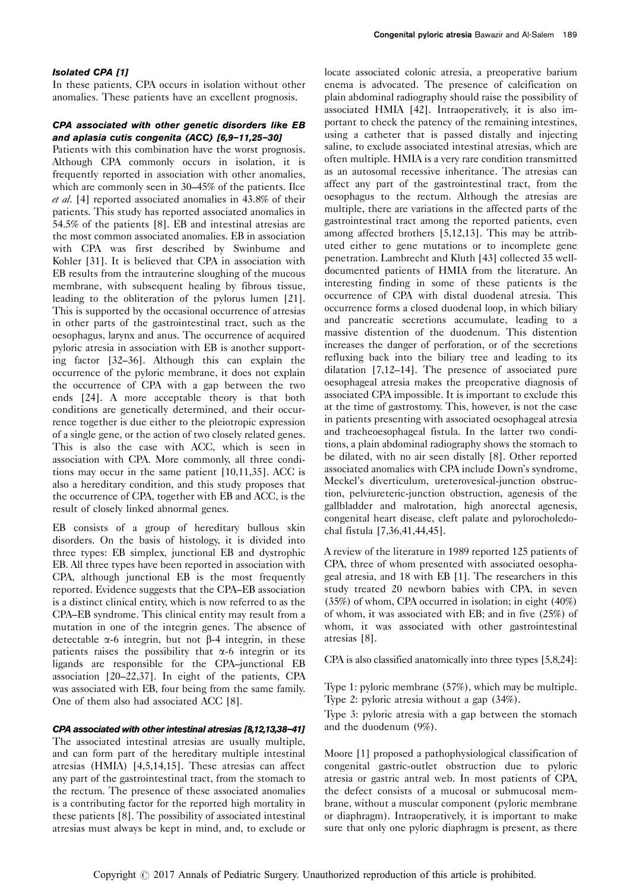### *Isolated CPA [1]*

In these patients, CPA occurs in isolation without other anomalies. These patients have an excellent prognosis.

### *CPA associated with other genetic disorders like EB and aplasia cutis congenita (ACC) [6,9–11,25–30]*

Patients with this combination have the worst prognosis. Although CPA commonly occurs in isolation, it is frequently reported in association with other anomalies, which are commonly seen in 30–45% of the patients. Ilce *et al*. [4] reported associated anomalies in 43.8% of their patients. This study has reported associated anomalies in 54.5% of the patients [8]. EB and intestinal atresias are the most common associated anomalies. EB in association with CPA was first described by Swinbume and Kohler [31]. It is believed that CPA in association with EB results from the intrauterine sloughing of the mucous membrane, with subsequent healing by fibrous tissue, leading to the obliteration of the pylorus lumen [21]. This is supported by the occasional occurrence of atresias in other parts of the gastrointestinal tract, such as the oesophagus, larynx and anus. The occurrence of acquired pyloric atresia in association with EB is another supporting factor [32–36]. Although this can explain the occurrence of the pyloric membrane, it does not explain the occurrence of CPA with a gap between the two ends [24]. A more acceptable theory is that both conditions are genetically determined, and their occurrence together is due either to the pleiotropic expression of a single gene, or the action of two closely related genes. This is also the case with ACC, which is seen in association with CPA. More commonly, all three conditions may occur in the same patient [10,11,35]. ACC is also a hereditary condition, and this study proposes that the occurrence of CPA, together with EB and ACC, is the result of closely linked abnormal genes.

EB consists of a group of hereditary bullous skin disorders. On the basis of histology, it is divided into three types: EB simplex, junctional EB and dystrophic EB. All three types have been reported in association with CPA, although junctional EB is the most frequently reported. Evidence suggests that the CPA–EB association is a distinct clinical entity, which is now referred to as the CPA–EB syndrome. This clinical entity may result from a mutation in one of the integrin genes. The absence of detectable α-6 integrin, but not β-4 integrin, in these patients raises the possibility that α-6 integrin or its ligands are responsible for the CPA–junctional EB association [20–22,37]. In eight of the patients, CPA was associated with EB, four being from the same family. One of them also had associated ACC [8].

### *CPA associated with other intestinal atresias [8,12,13,38–41]*

The associated intestinal atresias are usually multiple, and can form part of the hereditary multiple intestinal atresias (HMIA) [4,5,14,15]. These atresias can affect any part of the gastrointestinal tract, from the stomach to the rectum. The presence of these associated anomalies is a contributing factor for the reported high mortality in these patients [8]. The possibility of associated intestinal atresias must always be kept in mind, and, to exclude or locate associated colonic atresia, a preoperative barium enema is advocated. The presence of calcification on plain abdominal radiography should raise the possibility of associated HMIA [42]. Intraoperatively, it is also important to check the patency of the remaining intestines, using a catheter that is passed distally and injecting saline, to exclude associated intestinal atresias, which are often multiple. HMIA is a very rare condition transmitted as an autosomal recessive inheritance. The atresias can affect any part of the gastrointestinal tract, from the oesophagus to the rectum. Although the atresias are multiple, there are variations in the affected parts of the gastrointestinal tract among the reported patients, even among affected brothers [5,12,13]. This may be attributed either to gene mutations or to incomplete gene penetration. Lambrecht and Kluth [43] collected 35 well-documented patients of HMIA from the literature. An interesting finding in some of these patients is the occurrence of CPA with distal duodenal atresia. This occurrence forms a closed duodenal loop, in which biliary and pancreatic secretions accumulate, leading to a massive distention of the duodenum. This distention increases the danger of perforation, or of the secretions refluxing back into the biliary tree and leading to its dilatation [7,12–14]. The presence of associated pure oesophageal atresia makes the preoperative diagnosis of associated CPA impossible. It is important to exclude this at the time of gastrostomy. This, however, is not the case in patients presenting with associated oesophageal atresia and tracheoesophageal fistula. In the latter two conditions, a plain abdominal radiography shows the stomach to be dilated, with no air seen distally [8]. Other reported associated anomalies with CPA include Down's syndrome, Meckel's diverticulum, ureterovesical-junction obstruction, pelviureteric-junction obstruction, agenesis of the gallbladder and malrotation, high anorectal agenesis, congenital heart disease, cleft palate and pylorocholedochal fistula [7,36,41,44,45].

A review of the literature in 1989 reported 125 patients of CPA, three of whom presented with associated oesophageal atresia, and 18 with EB [1]. The researchers in this study treated 20 newborn babies with CPA, in seven (35%) of whom, CPA occurred in isolation; in eight (40%) of whom, it was associated with EB; and in five (25%) of whom, it was associated with other gastrointestinal atresias [8].

CPA is also classified anatomically into three types [5,8,24]:

Type 1: pyloric membrane (57%), which may be multiple.
Type 2: pyloric atresia without a gap (34%).
Type 3: pyloric atresia with a gap between the stomach and the duodenum (9%).

Moore [1] proposed a pathophysiological classification of congenital gastric-outlet obstruction due to pyloric atresia or gastric antral web. In most patients of CPA, the defect consists of a mucosal or submucosal membrane, without a muscular component (pyloric membrane or diaphragm). Intraoperatively, it is important to make sure that only one pyloric diaphragm is present, as there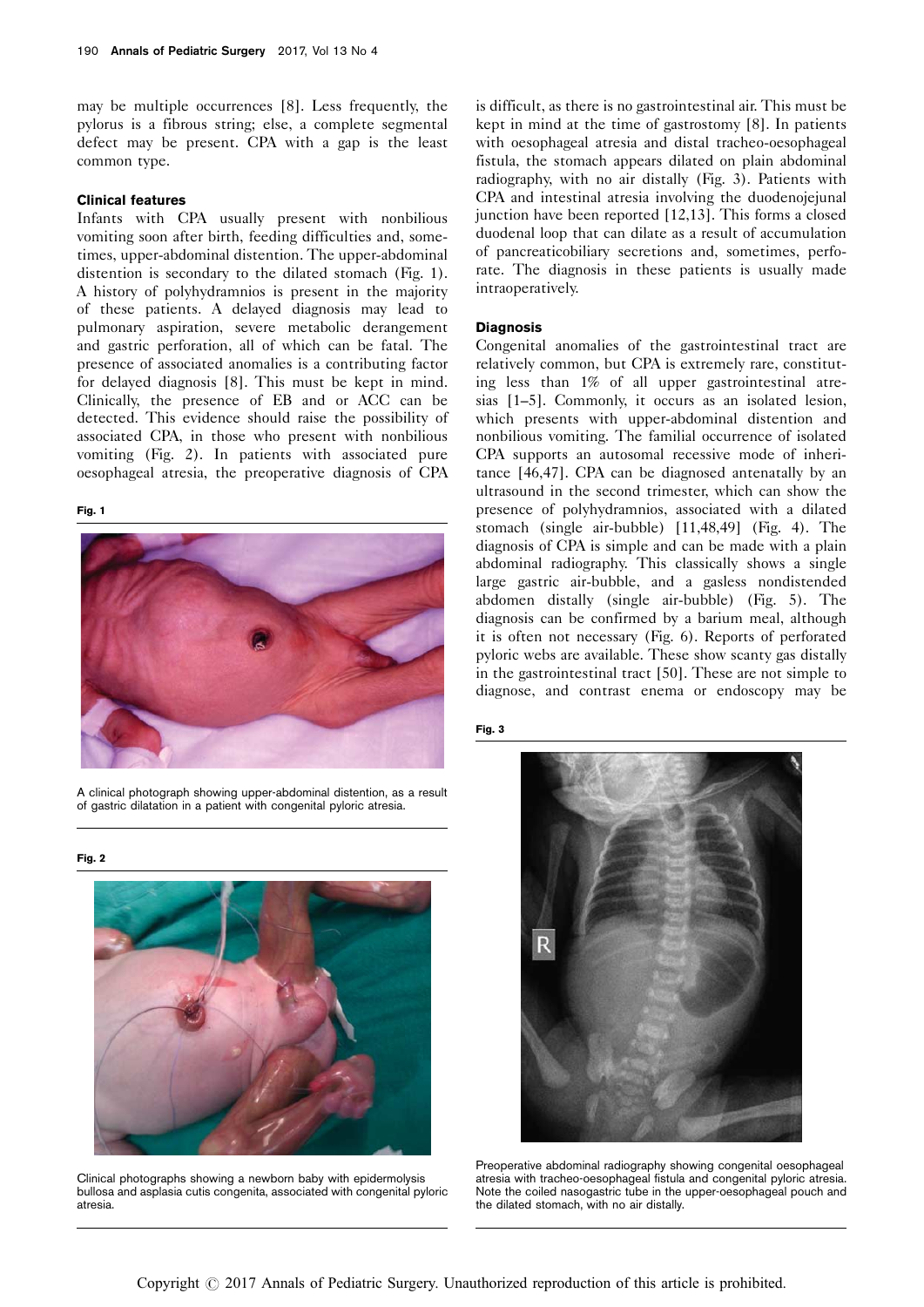may be multiple occurrences [8]. Less frequently, the pylorus is a fibrous string; else, a complete segmental defect may be present. CPA with a gap is the least common type.

### Clinical features

Infants with CPA usually present with nonbilious vomiting soon after birth, feeding difficulties and, sometimes, upper-abdominal distention. The upper-abdominal distention is secondary to the dilated stomach (Fig. 1). A history of polyhydramnios is present in the majority of these patients. A delayed diagnosis may lead to pulmonary aspiration, severe metabolic derangement and gastric perforation, all of which can be fatal. The presence of associated anomalies is a contributing factor for delayed diagnosis [8]. This must be kept in mind. Clinically, the presence of EB and or ACC can be detected. This evidence should raise the possibility of associated CPA, in those who present with nonbilious vomiting (Fig. 2). In patients with associated pure oesophageal atresia, the preoperative diagnosis of CPA is difficult, as there is no gastrointestinal air. This must be kept in mind at the time of gastrostomy [8]. In patients with oesophageal atresia and distal tracheo-oesophageal fistula, the stomach appears dilated on plain abdominal radiography, with no air distally (Fig. 3). Patients with CPA and intestinal atresia involving the duodenojejunal junction have been reported [12,13]. This forms a closed duodenal loop that can dilate as a result of accumulation of pancreaticobiliary secretions and, sometimes, perforate. The diagnosis in these patients is usually made intraoperatively.

**Fig. 1**

A clinical photograph showing upper-abdominal distention, as a result of gastric dilatation in a patient with congenital pyloric atresia.

**Fig. 2**

Clinical photographs showing a newborn baby with epidermolysis bullosa and asplasia cutis congenita, associated with congenital pyloric atresia.

### Diagnosis

Congenital anomalies of the gastrointestinal tract are relatively common, but CPA is extremely rare, constituting less than 1% of all upper gastrointestinal atresias [1–5]. Commonly, it occurs as an isolated lesion, which presents with upper-abdominal distention and nonbilious vomiting. The familial occurrence of isolated CPA supports an autosomal recessive mode of inheritance [46,47]. CPA can be diagnosed antenatally by an ultrasound in the second trimester, which can show the presence of polyhydramnios, associated with a dilated stomach (single air-bubble) [11,48,49] (Fig. 4). The diagnosis of CPA is simple and can be made with a plain abdominal radiography. This classically shows a single large gastric air-bubble, and a gasless nondistended abdomen distally (single air-bubble) (Fig. 5). The diagnosis can be confirmed by a barium meal, although it is often not necessary (Fig. 6). Reports of perforated pyloric webs are available. These show scanty gas distally in the gastrointestinal tract [50]. These are not simple to diagnose, and contrast enema or endoscopy may be

**Fig. 3**

Preoperative abdominal radiography showing congenital oesophageal atresia with tracheo-oesophageal fistula and congenital pyloric atresia. Note the coiled nasogastric tube in the upper-oesophageal pouch and the dilated stomach, with no air distally.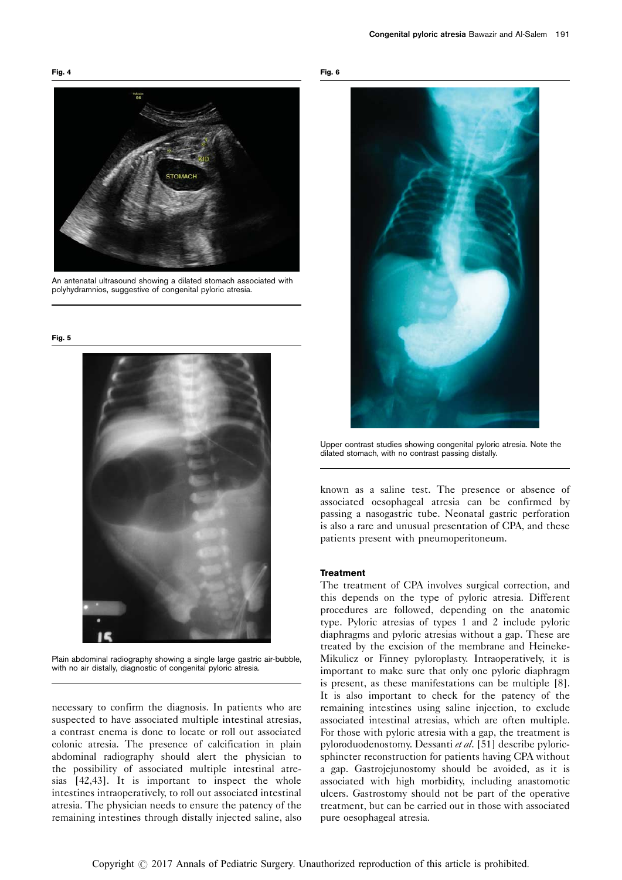**Fig. 4**

An antenatal ultrasound showing a dilated stomach associated with polyhydramnios, suggestive of congenital pyloric atresia.

**Fig. 5**

Plain abdominal radiography showing a single large gastric air-bubble, with no air distally, diagnostic of congenital pyloric atresia.

necessary to confirm the diagnosis. In patients who are suspected to have associated multiple intestinal atresias, a contrast enema is done to locate or roll out associated colonic atresia. The presence of calcification in plain abdominal radiography should alert the physician to the possibility of associated multiple intestinal atresias [42,43]. It is important to inspect the whole intestines intraoperatively, to roll out associated intestinal atresia. The physician needs to ensure the patency of the remaining intestines through distally injected saline, also known as a saline test. The presence or absence of associated oesophageal atresia can be confirmed by passing a nasogastric tube. Neonatal gastric perforation is also a rare and unusual presentation of CPA, and these patients present with pneumoperitoneum.

**Fig. 6**

Upper contrast studies showing congenital pyloric atresia. Note the dilated stomach, with no contrast passing distally.

### Treatment

The treatment of CPA involves surgical correction, and this depends on the type of pyloric atresia. Different procedures are followed, depending on the anatomic type. Pyloric atresias of types 1 and 2 include pyloric diaphragms and pyloric atresias without a gap. These are treated by the excision of the membrane and Heineke-Mikulicz or Finney pyloroplasty. Intraoperatively, it is important to make sure that only one pyloric diaphragm is present, as these manifestations can be multiple [8]. It is also important to check for the patency of the remaining intestines using saline injection, to exclude associated intestinal atresias, which are often multiple. For those with pyloric atresia with a gap, the treatment is pyloroduodenostomy. Dessanti *et al*. [51] describe pyloric-sphincter reconstruction for patients having CPA without a gap. Gastrojejunostomy should be avoided, as it is associated with high morbidity, including anastomotic ulcers. Gastrostomy should not be part of the operative treatment, but can be carried out in those with associated pure oesophageal atresia.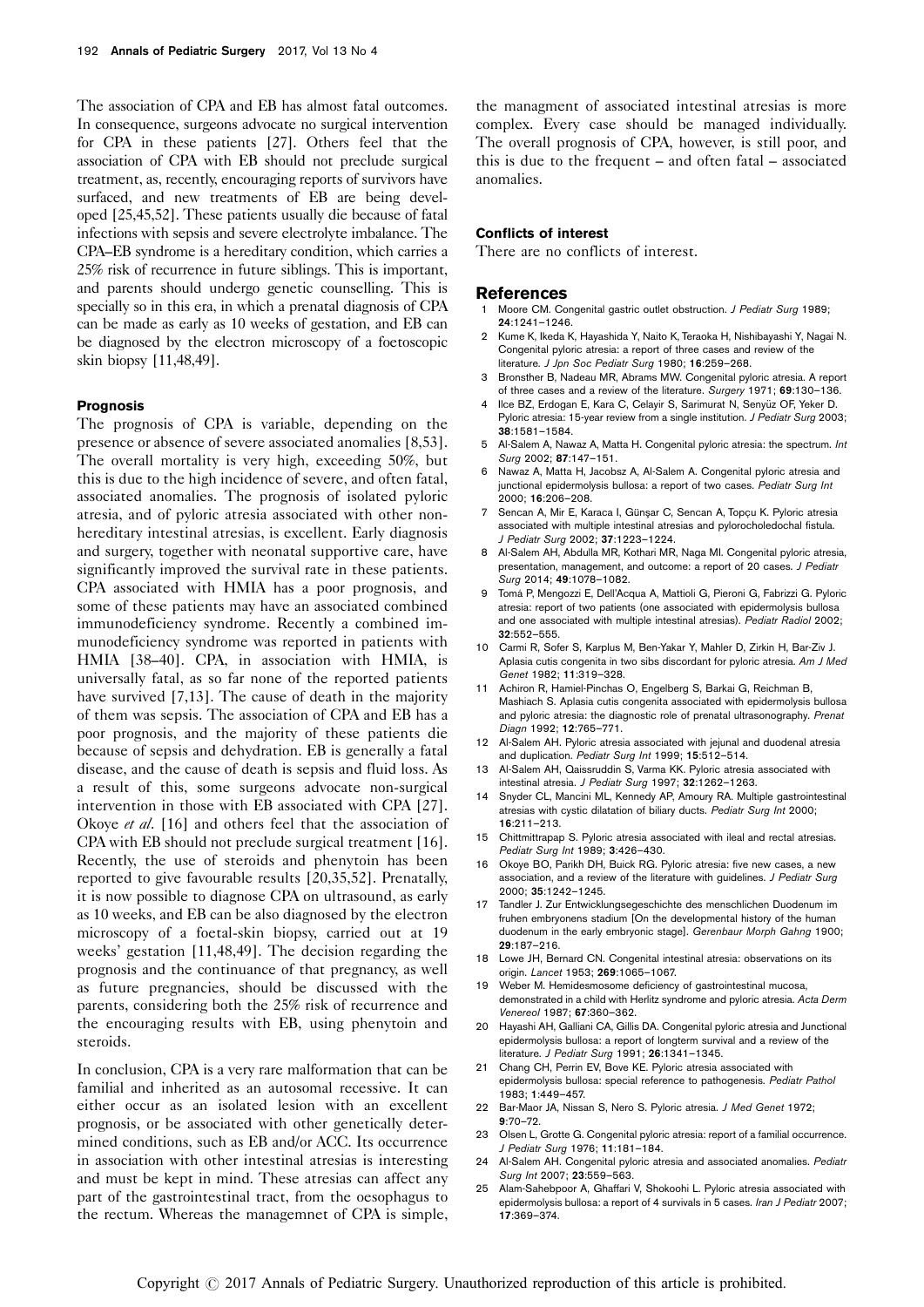The association of CPA and EB has almost fatal outcomes. In consequence, surgeons advocate no surgical intervention for CPA in these patients [27]. Others feel that the association of CPA with EB should not preclude surgical treatment, as, recently, encouraging reports of survivors have surfaced, and new treatments of EB are being developed [25,45,52]. These patients usually die because of fatal infections with sepsis and severe electrolyte imbalance. The CPA–EB syndrome is a hereditary condition, which carries a 25% risk of recurrence in future siblings. This is important, and parents should undergo genetic counselling. This is specially so in this era, in which a prenatal diagnosis of CPA can be made as early as 10 weeks of gestation, and EB can be diagnosed by the electron microscopy of a foetoscopic skin biopsy [11,48,49].

### Prognosis

The prognosis of CPA is variable, depending on the presence or absence of severe associated anomalies [8,53]. The overall mortality is very high, exceeding 50%, but this is due to the high incidence of severe, and often fatal, associated anomalies. The prognosis of isolated pyloric atresia, and of pyloric atresia associated with other nonhereditary intestinal atresias, is excellent. Early diagnosis and surgery, together with neonatal supportive care, have significantly improved the survival rate in these patients. CPA associated with HMIA has a poor prognosis, and some of these patients may have an associated combined immunodeficiency syndrome. Recently a combined immunodeficiency syndrome was reported in patients with HMIA [38–40]. CPA, in association with HMIA, is universally fatal, as so far none of the reported patients have survived [7,13]. The cause of death in the majority of them was sepsis. The association of CPA and EB has a poor prognosis, and the majority of these patients die because of sepsis and dehydration. EB is generally a fatal disease, and the cause of death is sepsis and fluid loss. As a result of this, some surgeons advocate non-surgical intervention in those with EB associated with CPA [27]. Okoye *et al.* [16] and others feel that the association of CPA with EB should not preclude surgical treatment [16]. Recently, the use of steroids and phenytoin has been reported to give favourable results [20,35,52]. Prenatally, it is now possible to diagnose CPA on ultrasound, as early as 10 weeks, and EB can be also diagnosed by the electron microscopy of a foetal-skin biopsy, carried out at 19 weeks' gestation [11,48,49]. The decision regarding the prognosis and the continuance of that pregnancy, as well as future pregnancies, should be discussed with the parents, considering both the 25% risk of recurrence and the encouraging results with EB, using phenytoin and steroids.

In conclusion, CPA is a very rare malformation that can be familial and inherited as an autosomal recessive. It can either occur as an isolated lesion with an excellent prognosis, or be associated with other genetically determined conditions, such as EB and/or ACC. Its occurrence in association with other intestinal atresias is interesting and must be kept in mind. These atresias can affect any part of the gastrointestinal tract, from the oesophagus to the rectum. Whereas the managemnet of CPA is simple, the managment of associated intestinal atresias is more complex. Every case should be managed individually. The overall prognosis of CPA, however, is still poor, and this is due to the frequent – and often fatal – associated anomalies.

### Conflicts of interest

There are no conflicts of interest.

## References

1. Moore CM. Congenital gastric outlet obstruction. *J Pediatr Surg* 1989; **24**:1241–1246.
2. Kume K, Ikeda K, Hayashida Y, Naito K, Teraoka H, Nishibayashi Y, Nagai N. Congenital pyloric atresia: a report of three cases and review of the literature. *J Jpn Soc Pediatr Surg* 1980; **16**:259–268.
3. Bronsther B, Nadeau MR, Abrams MW. Congenital pyloric atresia. A report of three cases and a review of the literature. *Surgery* 1971; **69**:130–136.
4. Ilce BZ, Erdogan E, Kara C, Celayir S, Sarimurat N, Senyüz OF, Yeker D. Pyloric atresia: 15-year review from a single institution. *J Pediatr Surg* 2003; **38**:1581–1584.
5. Al-Salem A, Nawaz A, Matta H. Congenital pyloric atresia: the spectrum. *Int Surg* 2002; **87**:147–151.
6. Nawaz A, Matta H, Jacobsz A, Al-Salem A. Congenital pyloric atresia and junctional epidermolysis bullosa: a report of two cases. *Pediatr Surg Int* 2000; **16**:206–208.
7. Sencan A, Mir E, Karaca I, Günşar C, Sencan A, Topçu K. Pyloric atresia associated with multiple intestinal atresias and pylorocholedochal fistula. *J Pediatr Surg* 2002; **37**:1223–1224.
8. Al-Salem AH, Abdulla MR, Kothari MR, Naga MI. Congenital pyloric atresia, presentation, management, and outcome: a report of 20 cases. *J Pediatr Surg* 2014; **49**:1078–1082.
9. Tomá P, Mengozzi E, Dell'Acqua A, Mattioli G, Pieroni G, Fabrizzi G. Pyloric atresia: report of two patients (one associated with epidermolysis bullosa and one associated with multiple intestinal atresias). *Pediatr Radiol* 2002; **32**:552–555.
10. Carmi R, Sofer S, Karplus M, Ben-Yakar Y, Mahler D, Zirkin H, Bar-Ziv J. Aplasia cutis congenita in two sibs discordant for pyloric atresia. *Am J Med Genet* 1982; **11**:319–328.
11. Achiron R, Hamiel-Pinchas O, Engelberg S, Barkai G, Reichman B, Mashiach S. Aplasia cutis congenita associated with epidermolysis bullosa and pyloric atresia: the diagnostic role of prenatal ultrasonography. *Prenat Diagn* 1992; **12**:765–771.
12. Al-Salem AH. Pyloric atresia associated with jejunal and duodenal atresia and duplication. *Pediatr Surg Int* 1999; **15**:512–514.
13. Al-Salem AH, Qaissruddin S, Varma KK. Pyloric atresia associated with intestinal atresia. *J Pediatr Surg* 1997; **32**:1262–1263.
14. Snyder CL, Mancini ML, Kennedy AP, Amoury RA. Multiple gastrointestinal atresias with cystic dilatation of biliary ducts. *Pediatr Surg Int* 2000; **16**:211–213.
15. Chittmittrapap S. Pyloric atresia associated with ileal and rectal atresias. *Pediatr Surg Int* 1989; **3**:426–430.
16. Okoye BO, Parikh DH, Buick RG. Pyloric atresia: five new cases, a new association, and a review of the literature with guidelines. *J Pediatr Surg* 2000; **35**:1242–1245.
17. Tandler J. Zur Entwicklungsegeschichte des menschlichen Duodenum im fruhen embryonens stadium [On the developmental history of the human duodenum in the early embryonic stage]. *Gerenbaur Morph Gahng* 1900; **29**:187–216.
18. Lowe JH, Bernard CN. Congenital intestinal atresia: observations on its origin. *Lancet* 1953; **269**:1065–1067.
19. Weber M. Hemidesmosome deficiency of gastrointestinal mucosa, demonstrated in a child with Herlitz syndrome and pyloric atresia. *Acta Derm Venereol* 1987; **67**:360–362.
20. Hayashi AH, Galliani CA, Gillis DA. Congenital pyloric atresia and Junctional epidermolysis bullosa: a report of longterm survival and a review of the literature. *J Pediatr Surg* 1991; **26**:1341–1345.
21. Chang CH, Perrin EV, Bove KE. Pyloric atresia associated with epidermolysis bullosa: special reference to pathogenesis. *Pediatr Pathol* 1983; **1**:449–457.
22. Bar-Maor JA, Nissan S, Nero S. Pyloric atresia. *J Med Genet* 1972; **9**:70–72.
23. Olsen L, Grotte G. Congenital pyloric atresia: report of a familial occurrence. *J Pediatr Surg* 1976; **11**:181–184.
24. Al-Salem AH. Congenital pyloric atresia and associated anomalies. *Pediatr Surg Int* 2007; **23**:559–563.
25. Alam-Sahebpoor A, Ghaffari V, Shokoohi L. Pyloric atresia associated with epidermolysis bullosa: a report of 4 survivals in 5 cases. *Iran J Pediatr* 2007; **17**:369–374.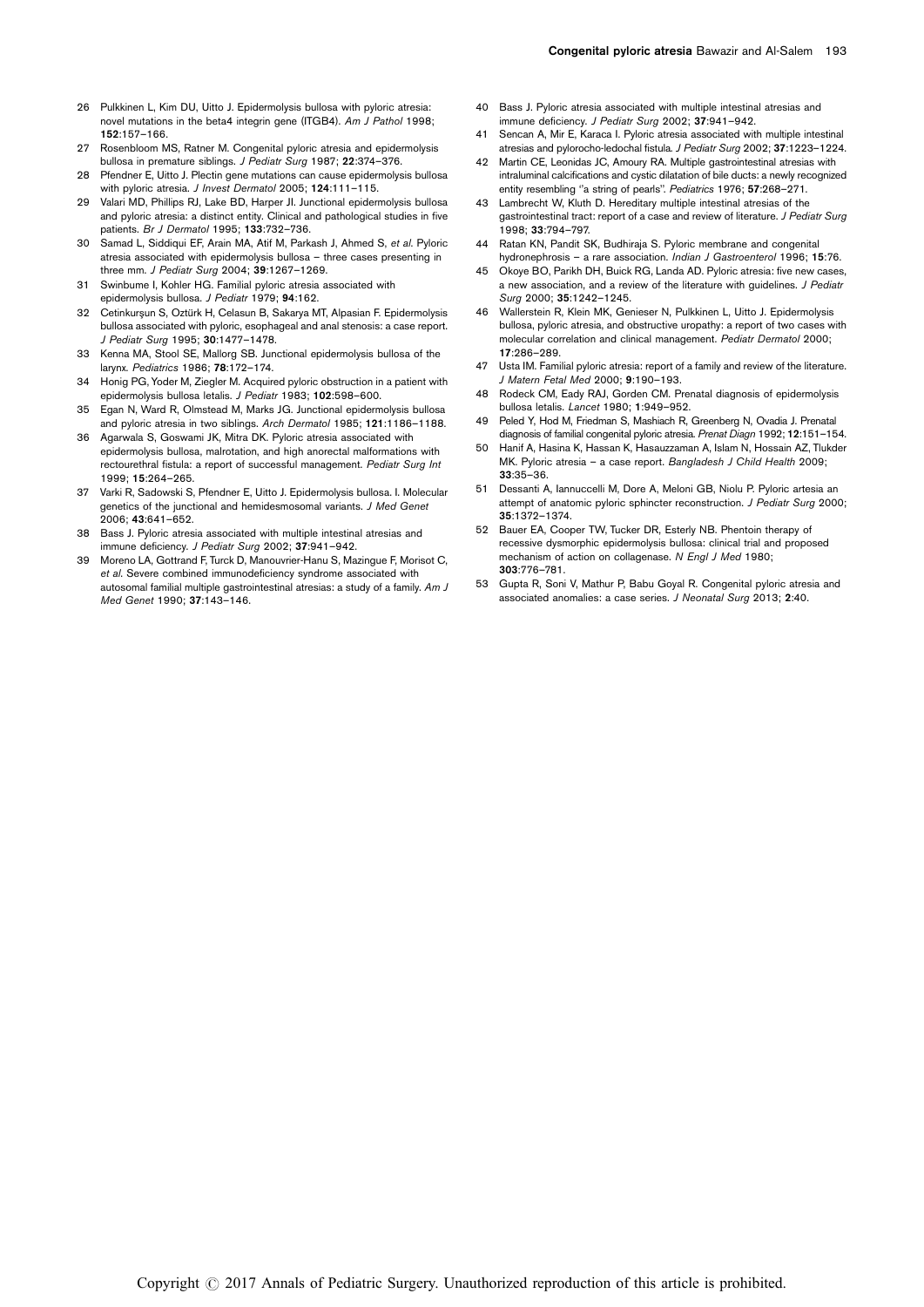26 Pulkkinen L, Kim DU, Uitto J. Epidermolysis bullosa with pyloric atresia: novel mutations in the beta4 integrin gene (ITGB4). *Am J Pathol* 1998; **152**:157–166.

27 Rosenbloom MS, Ratner M. Congenital pyloric atresia and epidermolysis bullosa in premature siblings. *J Pediatr Surg* 1987; **22**:374–376.

28 Pfendner E, Uitto J. Plectin gene mutations can cause epidermolysis bullosa with pyloric atresia. *J Invest Dermatol* 2005; **124**:111–115.

29 Valari MD, Phillips RJ, Lake BD, Harper JI. Junctional epidermolysis bullosa and pyloric atresia: a distinct entity. Clinical and pathological studies in five patients. *Br J Dermatol* 1995; **133**:732–736.

30 Samad L, Siddiqui EF, Arain MA, Atif M, Parkash J, Ahmed S, *et al*. Pyloric atresia associated with epidermolysis bullosa – three cases presenting in three mm. *J Pediatr Surg* 2004; **39**:1267–1269.

31 Swinbume I, Kohler HG. Familial pyloric atresia associated with epidermolysis bullosa. *J Pediatr* 1979; **94**:162.

32 Cetinkurşun S, Oztürk H, Celasun B, Sakarya MT, Alpasian F. Epidermolysis bullosa associated with pyloric, esophageal and anal stenosis: a case report. *J Pediatr Surg* 1995; **30**:1477–1478.

33 Kenna MA, Stool SE, Mallorg SB. Junctional epidermolysis bullosa of the larynx. *Pediatrics* 1986; **78**:172–174.

34 Honig PG, Yoder M, Ziegler M. Acquired pyloric obstruction in a patient with epidermolysis bullosa letalis. *J Pediatr* 1983; **102**:598–600.

35 Egan N, Ward R, Olmstead M, Marks JG. Junctional epidermolysis bullosa and pyloric atresia in two siblings. *Arch Dermatol* 1985; **121**:1186–1188.

36 Agarwala S, Goswami JK, Mitra DK. Pyloric atresia associated with epidermolysis bullosa, malrotation, and high anorectal malformations with rectourethral fistula: a report of successful management. *Pediatr Surg Int* 1999; **15**:264–265.

37 Varki R, Sadowski S, Pfendner E, Uitto J. Epidermolysis bullosa. I. Molecular genetics of the junctional and hemidesmosomal variants. *J Med Genet* 2006; **43**:641–652.

38 Bass J. Pyloric atresia associated with multiple intestinal atresias and immune deficiency. *J Pediatr Surg* 2002; **37**:941–942.

39 Moreno LA, Gottrand F, Turck D, Manouvrier-Hanu S, Mazingue F, Morisot C, *et al*. Severe combined immunodeficiency syndrome associated with autosomal familial multiple gastrointestinal atresias: a study of a family. *Am J Med Genet* 1990; **37**:143–146.

40 Bass J. Pyloric atresia associated with multiple intestinal atresias and immune deficiency. *J Pediatr Surg* 2002; **37**:941–942.

41 Sencan A, Mir E, Karaca I. Pyloric atresia associated with multiple intestinal atresias and pylorocho-ledochal fistula. *J Pediatr Surg* 2002; **37**:1223–1224.

42 Martin CE, Leonidas JC, Amoury RA. Multiple gastrointestinal atresias with intraluminal calcifications and cystic dilatation of bile ducts: a newly recognized entity resembling "a string of pearls". *Pediatrics* 1976; **57**:268–271.

43 Lambrecht W, Kluth D. Hereditary multiple intestinal atresias of the gastrointestinal tract: report of a case and review of literature. *J Pediatr Surg* 1998; **33**:794–797.

44 Ratan KN, Pandit SK, Budhiraja S. Pyloric membrane and congenital hydronephrosis – a rare association. *Indian J Gastroenterol* 1996; **15**:76.

45 Okoye BO, Parikh DH, Buick RG, Landa AD. Pyloric atresia: five new cases, a new association, and a review of the literature with guidelines. *J Pediatr Surg* 2000; **35**:1242–1245.

46 Wallerstein R, Klein MK, Genieser N, Pulkkinen L, Uitto J. Epidermolysis bullosa, pyloric atresia, and obstructive uropathy: a report of two cases with molecular correlation and clinical management. *Pediatr Dermatol* 2000; **17**:286–289.

47 Usta IM. Familial pyloric atresia: report of a family and review of the literature. *J Matern Fetal Med* 2000; **9**:190–193.

48 Rodeck CM, Eady RAJ, Gorden CM. Prenatal diagnosis of epidermolysis bullosa letalis. *Lancet* 1980; **1**:949–952.

49 Peled Y, Hod M, Friedman S, Mashiach R, Greenberg N, Ovadia J. Prenatal diagnosis of familial congenital pyloric atresia. *Prenat Diagn* 1992; **12**:151–154.

50 Hanif A, Hasina K, Hassan K, Hasauzzaman A, Islam N, Hossain AZ, Tlukder MK. Pyloric atresia – a case report. *Bangladesh J Child Health* 2009; **33**:35–36.

51 Dessanti A, Iannuccelli M, Dore A, Meloni GB, Niolu P. Pyloric artesia an attempt of anatomic pyloric sphincter reconstruction. *J Pediatr Surg* 2000; **35**:1372–1374.

52 Bauer EA, Cooper TW, Tucker DR, Esterly NB. Phentoin therapy of recessive dysmorphic epidermolysis bullosa: clinical trial and proposed mechanism of action on collagenase. *N Engl J Med* 1980; **303**:776–781.

53 Gupta R, Soni V, Mathur P, Babu Goyal R. Congenital pyloric atresia and associated anomalies: a case series. *J Neonatal Surg* 2013; **2**:40.

Copyright © 2017 Annals of Pediatric Surgery. Unauthorized reproduction of this article is prohibited.